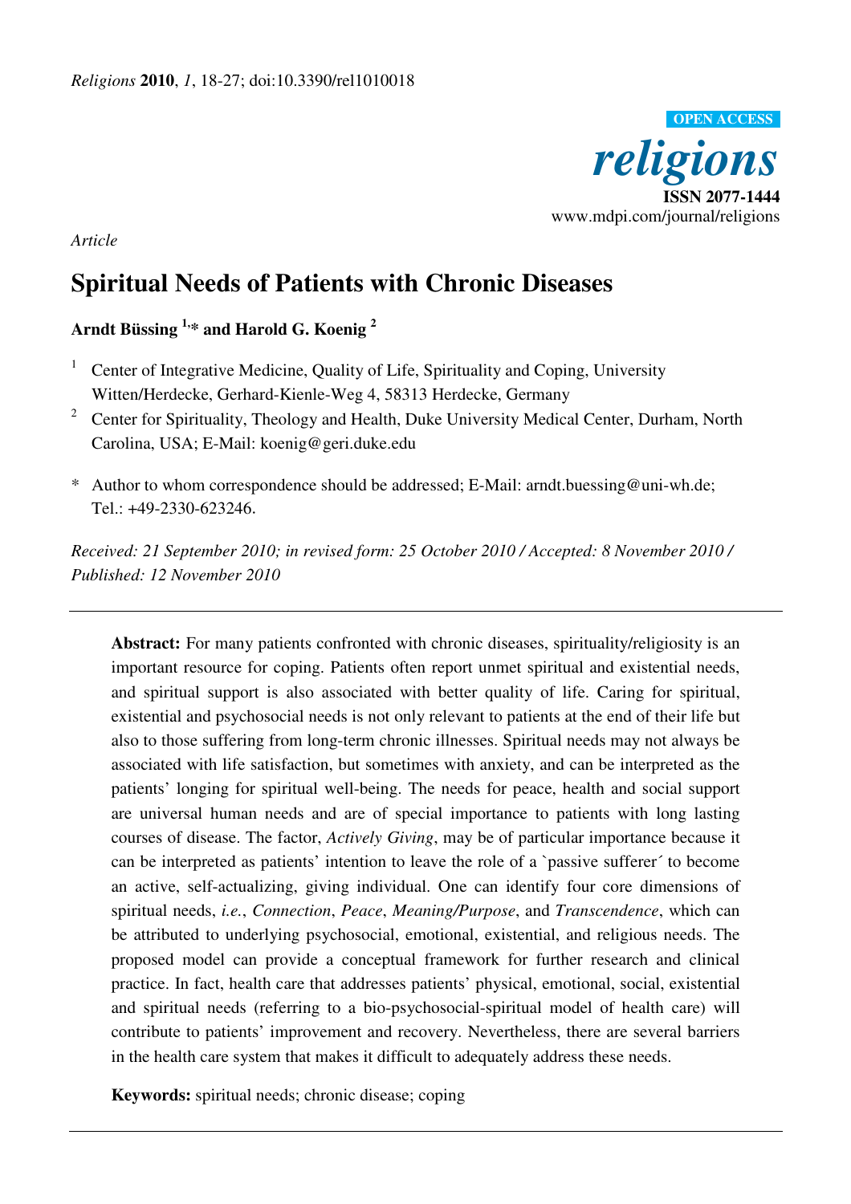*Article*

# Spiritual Needs of Patients with Chronic Diseases

**Arndt Büssing [1,*] and Harold G. Koenig [2]**

[1] Center of Integrative Medicine, Quality of Life, Spirituality and Coping, University Witten/Herdecke, Gerhard-Kienle-Weg 4, 58313 Herdecke, Germany

[2] Center for Spirituality, Theology and Health, Duke University Medical Center, Durham, North Carolina, USA; E-Mail: koenig@geri.duke.edu

\* Author to whom correspondence should be addressed; E-Mail: arndt.buessing@uni-wh.de; Tel.: +49-2330-623246.

*Received: 21 September 2010; in revised form: 25 October 2010 / Accepted: 8 November 2010 / Published: 12 November 2010*

---

**Abstract:** For many patients confronted with chronic diseases, spirituality/religiosity is an important resource for coping. Patients often report unmet spiritual and existential needs, and spiritual support is also associated with better quality of life. Caring for spiritual, existential and psychosocial needs is not only relevant to patients at the end of their life but also to those suffering from long-term chronic illnesses. Spiritual needs may not always be associated with life satisfaction, but sometimes with anxiety, and can be interpreted as the patients' longing for spiritual well-being. The needs for peace, health and social support are universal human needs and are of special importance to patients with long lasting courses of disease. The factor, *Actively Giving*, may be of particular importance because it can be interpreted as patients' intention to leave the role of a `passive sufferer´ to become an active, self-actualizing, giving individual. One can identify four core dimensions of spiritual needs, *i.e.*, *Connection*, *Peace*, *Meaning/Purpose*, and *Transcendence*, which can be attributed to underlying psychosocial, emotional, existential, and religious needs. The proposed model can provide a conceptual framework for further research and clinical practice. In fact, health care that addresses patients' physical, emotional, social, existential and spiritual needs (referring to a bio-psychosocial-spiritual model of health care) will contribute to patients' improvement and recovery. Nevertheless, there are several barriers in the health care system that makes it difficult to adequately address these needs.

**Keywords:** spiritual needs; chronic disease; coping

---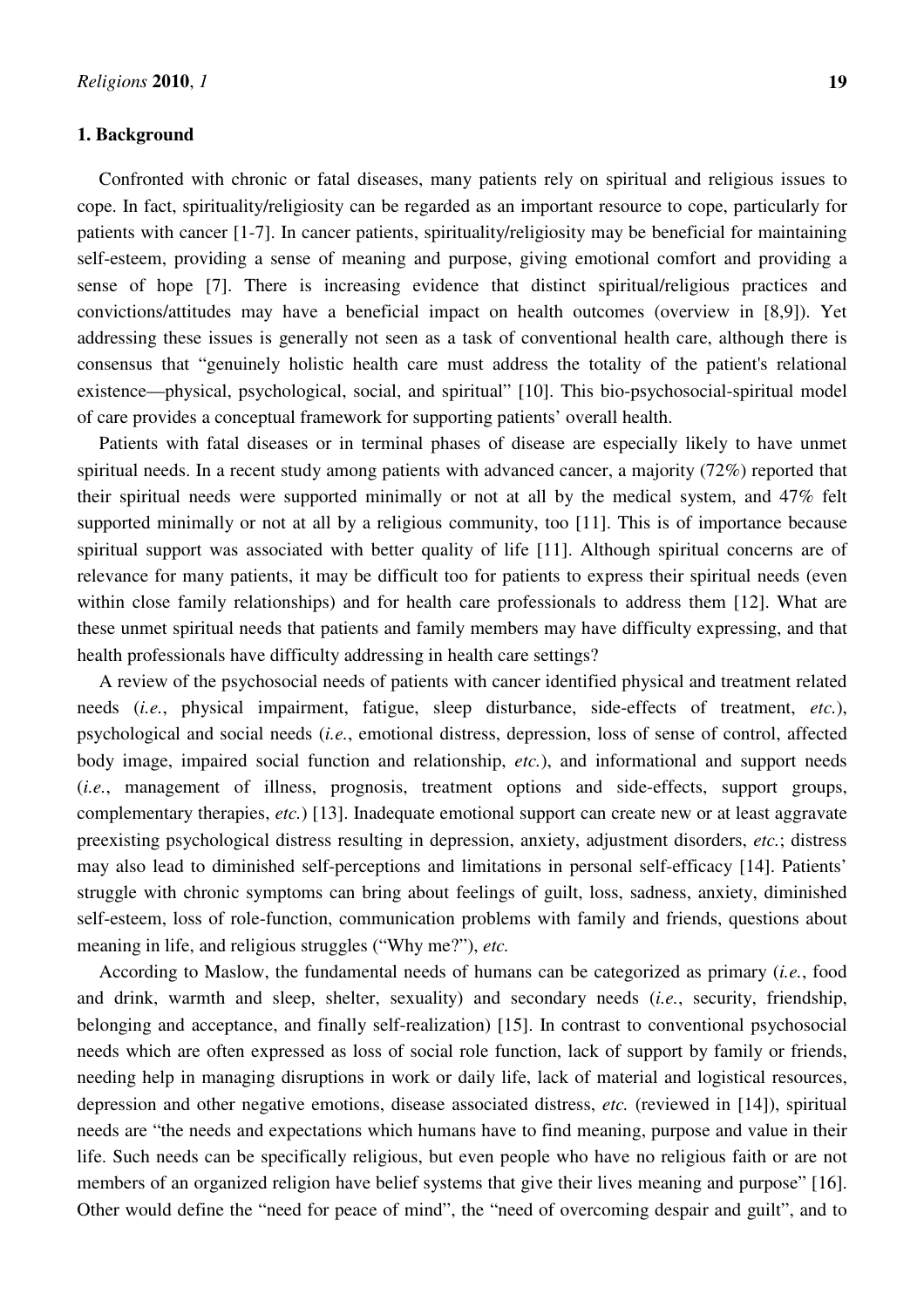## 1. Background

Confronted with chronic or fatal diseases, many patients rely on spiritual and religious issues to cope. In fact, spirituality/religiosity can be regarded as an important resource to cope, particularly for patients with cancer [1-7]. In cancer patients, spirituality/religiosity may be beneficial for maintaining self-esteem, providing a sense of meaning and purpose, giving emotional comfort and providing a sense of hope [7]. There is increasing evidence that distinct spiritual/religious practices and convictions/attitudes may have a beneficial impact on health outcomes (overview in [8,9]). Yet addressing these issues is generally not seen as a task of conventional health care, although there is consensus that "genuinely holistic health care must address the totality of the patient's relational existence—physical, psychological, social, and spiritual" [10]. This bio-psychosocial-spiritual model of care provides a conceptual framework for supporting patients' overall health.

Patients with fatal diseases or in terminal phases of disease are especially likely to have unmet spiritual needs. In a recent study among patients with advanced cancer, a majority (72%) reported that their spiritual needs were supported minimally or not at all by the medical system, and 47% felt supported minimally or not at all by a religious community, too [11]. This is of importance because spiritual support was associated with better quality of life [11]. Although spiritual concerns are of relevance for many patients, it may be difficult too for patients to express their spiritual needs (even within close family relationships) and for health care professionals to address them [12]. What are these unmet spiritual needs that patients and family members may have difficulty expressing, and that health professionals have difficulty addressing in health care settings?

A review of the psychosocial needs of patients with cancer identified physical and treatment related needs (*i.e.*, physical impairment, fatigue, sleep disturbance, side-effects of treatment, *etc.*), psychological and social needs (*i.e.*, emotional distress, depression, loss of sense of control, affected body image, impaired social function and relationship, *etc.*), and informational and support needs (*i.e.*, management of illness, prognosis, treatment options and side-effects, support groups, complementary therapies, *etc.*) [13]. Inadequate emotional support can create new or at least aggravate preexisting psychological distress resulting in depression, anxiety, adjustment disorders, *etc.*; distress may also lead to diminished self-perceptions and limitations in personal self-efficacy [14]. Patients' struggle with chronic symptoms can bring about feelings of guilt, loss, sadness, anxiety, diminished self-esteem, loss of role-function, communication problems with family and friends, questions about meaning in life, and religious struggles ("Why me?"), *etc.*

According to Maslow, the fundamental needs of humans can be categorized as primary (*i.e.*, food and drink, warmth and sleep, shelter, sexuality) and secondary needs (*i.e.*, security, friendship, belonging and acceptance, and finally self-realization) [15]. In contrast to conventional psychosocial needs which are often expressed as loss of social role function, lack of support by family or friends, needing help in managing disruptions in work or daily life, lack of material and logistical resources, depression and other negative emotions, disease associated distress, *etc.* (reviewed in [14]), spiritual needs are "the needs and expectations which humans have to find meaning, purpose and value in their life. Such needs can be specifically religious, but even people who have no religious faith or are not members of an organized religion have belief systems that give their lives meaning and purpose" [16]. Other would define the "need for peace of mind", the "need of overcoming despair and guilt", and to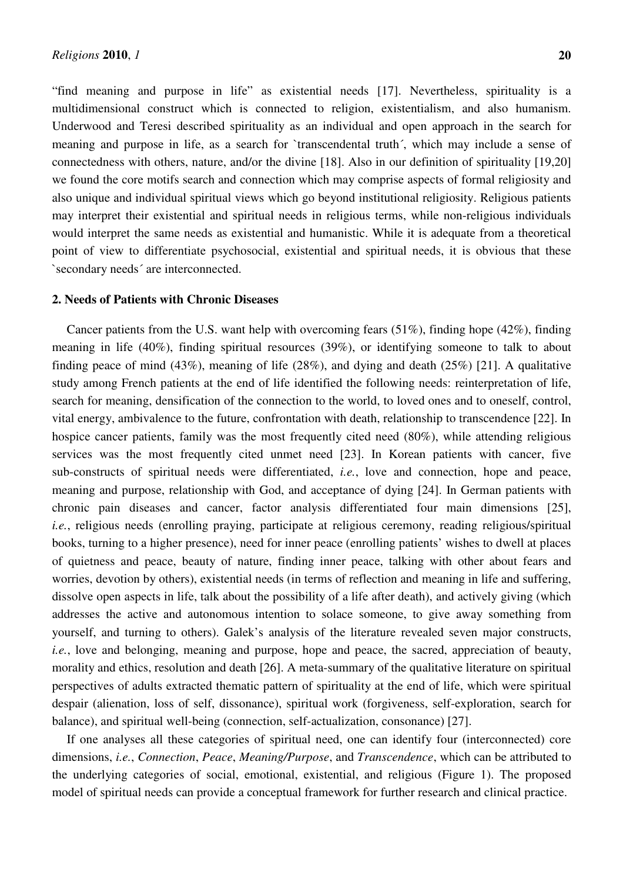"find meaning and purpose in life" as existential needs [17]. Nevertheless, spirituality is a multidimensional construct which is connected to religion, existentialism, and also humanism. Underwood and Teresi described spirituality as an individual and open approach in the search for meaning and purpose in life, as a search for `transcendental truth´, which may include a sense of connectedness with others, nature, and/or the divine [18]. Also in our definition of spirituality [19,20] we found the core motifs search and connection which may comprise aspects of formal religiosity and also unique and individual spiritual views which go beyond institutional religiosity. Religious patients may interpret their existential and spiritual needs in religious terms, while non-religious individuals would interpret the same needs as existential and humanistic. While it is adequate from a theoretical point of view to differentiate psychosocial, existential and spiritual needs, it is obvious that these `secondary needs´ are interconnected.

## 2. Needs of Patients with Chronic Diseases

Cancer patients from the U.S. want help with overcoming fears (51%), finding hope (42%), finding meaning in life (40%), finding spiritual resources (39%), or identifying someone to talk to about finding peace of mind (43%), meaning of life (28%), and dying and death (25%) [21]. A qualitative study among French patients at the end of life identified the following needs: reinterpretation of life, search for meaning, densification of the connection to the world, to loved ones and to oneself, control, vital energy, ambivalence to the future, confrontation with death, relationship to transcendence [22]. In hospice cancer patients, family was the most frequently cited need (80%), while attending religious services was the most frequently cited unmet need [23]. In Korean patients with cancer, five sub-constructs of spiritual needs were differentiated, *i.e.*, love and connection, hope and peace, meaning and purpose, relationship with God, and acceptance of dying [24]. In German patients with chronic pain diseases and cancer, factor analysis differentiated four main dimensions [25], *i.e.*, religious needs (enrolling praying, participate at religious ceremony, reading religious/spiritual books, turning to a higher presence), need for inner peace (enrolling patients' wishes to dwell at places of quietness and peace, beauty of nature, finding inner peace, talking with other about fears and worries, devotion by others), existential needs (in terms of reflection and meaning in life and suffering, dissolve open aspects in life, talk about the possibility of a life after death), and actively giving (which addresses the active and autonomous intention to solace someone, to give away something from yourself, and turning to others). Galek's analysis of the literature revealed seven major constructs, *i.e.*, love and belonging, meaning and purpose, hope and peace, the sacred, appreciation of beauty, morality and ethics, resolution and death [26]. A meta-summary of the qualitative literature on spiritual perspectives of adults extracted thematic pattern of spirituality at the end of life, which were spiritual despair (alienation, loss of self, dissonance), spiritual work (forgiveness, self-exploration, search for balance), and spiritual well-being (connection, self-actualization, consonance) [27].

If one analyses all these categories of spiritual need, one can identify four (interconnected) core dimensions, *i.e.*, *Connection*, *Peace*, *Meaning/Purpose*, and *Transcendence*, which can be attributed to the underlying categories of social, emotional, existential, and religious (Figure 1). The proposed model of spiritual needs can provide a conceptual framework for further research and clinical practice.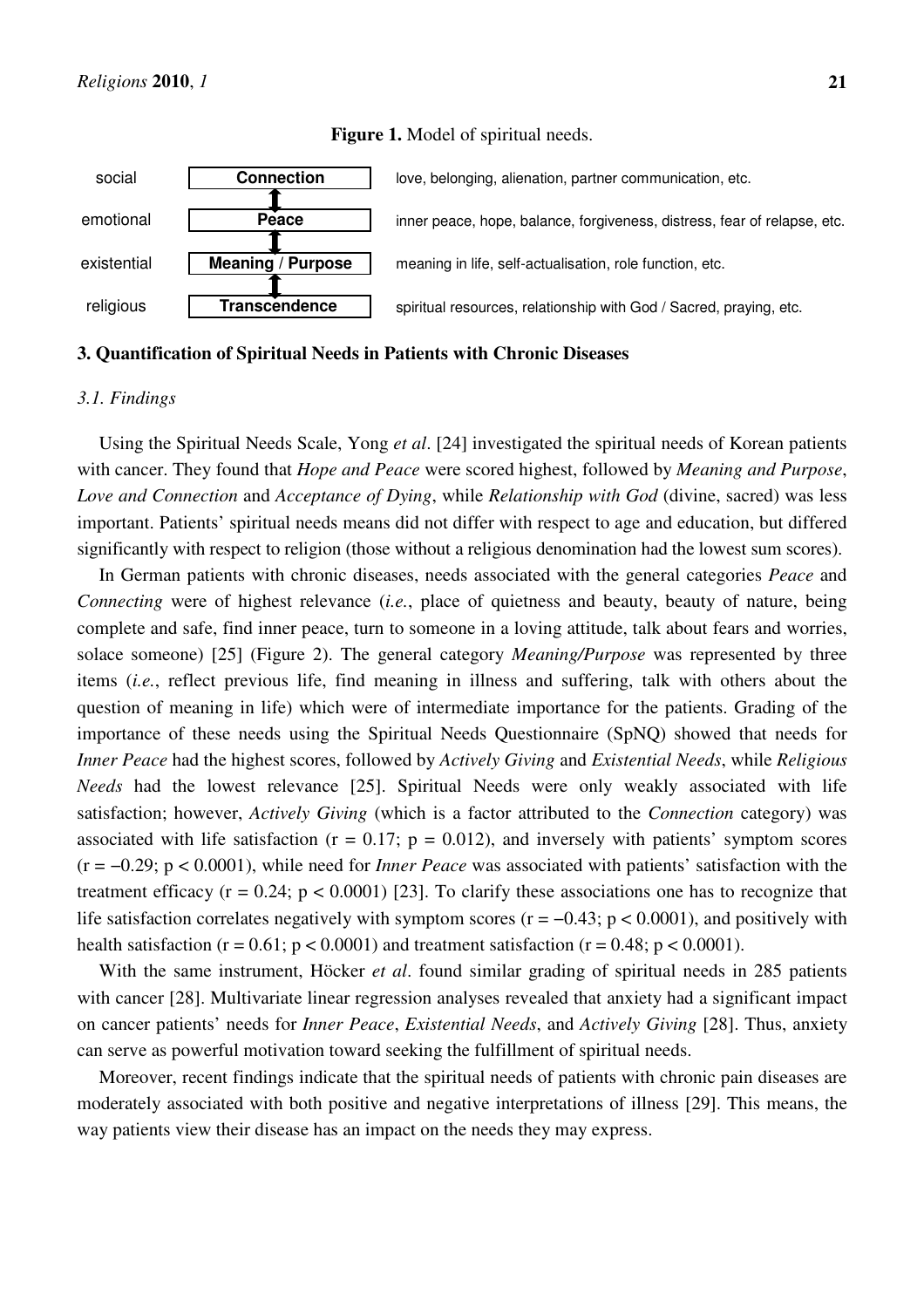**Figure 1.** Model of spiritual needs.

| | | |
|---|---|---|
| social | **Connection** | love, belonging, alienation, partner communication, etc. |
| emotional | **Peace** | inner peace, hope, balance, forgiveness, distress, fear of relapse, etc. |
| existential | **Meaning / Purpose** | meaning in life, self-actualisation, role function, etc. |
| religious | **Transcendence** | spiritual resources, relationship with God / Sacred, praying, etc. |

## 3. Quantification of Spiritual Needs in Patients with Chronic Diseases

### *3.1. Findings*

Using the Spiritual Needs Scale, Yong *et al*. [24] investigated the spiritual needs of Korean patients with cancer. They found that *Hope and Peace* were scored highest, followed by *Meaning and Purpose*, *Love and Connection* and *Acceptance of Dying*, while *Relationship with God* (divine, sacred) was less important. Patients' spiritual needs means did not differ with respect to age and education, but differed significantly with respect to religion (those without a religious denomination had the lowest sum scores).

In German patients with chronic diseases, needs associated with the general categories *Peace* and *Connecting* were of highest relevance (*i.e.*, place of quietness and beauty, beauty of nature, being complete and safe, find inner peace, turn to someone in a loving attitude, talk about fears and worries, solace someone) [25] (Figure 2). The general category *Meaning/Purpose* was represented by three items (*i.e.*, reflect previous life, find meaning in illness and suffering, talk with others about the question of meaning in life) which were of intermediate importance for the patients. Grading of the importance of these needs using the Spiritual Needs Questionnaire (SpNQ) showed that needs for *Inner Peace* had the highest scores, followed by *Actively Giving* and *Existential Needs*, while *Religious Needs* had the lowest relevance [25]. Spiritual Needs were only weakly associated with life satisfaction; however, *Actively Giving* (which is a factor attributed to the *Connection* category) was associated with life satisfaction ($r = 0.17$; $p = 0.012$), and inversely with patients' symptom scores ($r = -0.29$; $p < 0.0001$), while need for *Inner Peace* was associated with patients' satisfaction with the treatment efficacy ($r = 0.24$; $p < 0.0001$) [23]. To clarify these associations one has to recognize that life satisfaction correlates negatively with symptom scores ($r = -0.43$; $p < 0.0001$), and positively with health satisfaction ($r = 0.61$; $p < 0.0001$) and treatment satisfaction ($r = 0.48$; $p < 0.0001$).

With the same instrument, Höcker *et al*. found similar grading of spiritual needs in 285 patients with cancer [28]. Multivariate linear regression analyses revealed that anxiety had a significant impact on cancer patients' needs for *Inner Peace*, *Existential Needs*, and *Actively Giving* [28]. Thus, anxiety can serve as powerful motivation toward seeking the fulfillment of spiritual needs.

Moreover, recent findings indicate that the spiritual needs of patients with chronic pain diseases are moderately associated with both positive and negative interpretations of illness [29]. This means, the way patients view their disease has an impact on the needs they may express.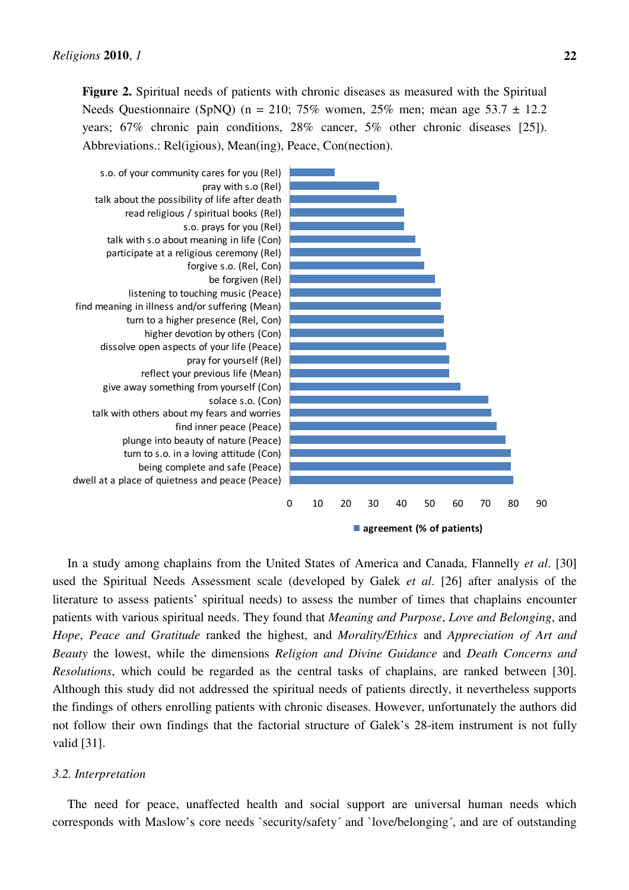**Figure 2.** Spiritual needs of patients with chronic diseases as measured with the Spiritual Needs Questionnaire (SpNQ) (n = 210; 75% women, 25% men; mean age 53.7 ± 12.2 years; 67% chronic pain conditions, 28% cancer, 5% other chronic diseases [25]). Abbreviations.: Rel(igious), Mean(ing), Peace, Con(nection).

s.o. of your community cares for you (Rel)
pray with s.o (Rel)
talk about the possibility of life after death
read religious / spiritual books (Rel)
s.o. prays for you (Rel)
talk with s.o about meaning in life (Con)
participate at a religious ceremony (Rel)
forgive s.o. (Rel, Con)
be forgiven (Rel)
listening to touching music (Peace)
find meaning in illness and/or suffering (Mean)
turn to a higher presence (Rel, Con)
higher devotion by others (Con)
dissolve open aspects of your life (Peace)
pray for yourself (Rel)
reflect your previous life (Mean)
give away something from yourself (Con)
solace s.o. (Con)
talk with others about my fears and worries
find inner peace (Peace)
plunge into beauty of nature (Peace)
turn to s.o. in a loving attitude (Con)
being complete and safe (Peace)
dwell at a place of quietness and peace (Peace)

0 10 20 30 40 50 60 70 80 90

agreement (% of patients)

In a study among chaplains from the United States of America and Canada, Flannelly *et al*. [30] used the Spiritual Needs Assessment scale (developed by Galek *et al*. [26] after analysis of the literature to assess patients' spiritual needs) to assess the number of times that chaplains encounter patients with various spiritual needs. They found that *Meaning and Purpose*, *Love and Belonging*, and *Hope*, *Peace and Gratitude* ranked the highest, and *Morality/Ethics* and *Appreciation of Art and Beauty* the lowest, while the dimensions *Religion and Divine Guidance* and *Death Concerns and Resolutions*, which could be regarded as the central tasks of chaplains, are ranked between [30]. Although this study did not addressed the spiritual needs of patients directly, it nevertheless supports the findings of others enrolling patients with chronic diseases. However, unfortunately the authors did not follow their own findings that the factorial structure of Galek's 28-item instrument is not fully valid [31].

### *3.2. Interpretation*

The need for peace, unaffected health and social support are universal human needs which corresponds with Maslow's core needs `security/safety´ and `love/belonging´, and are of outstanding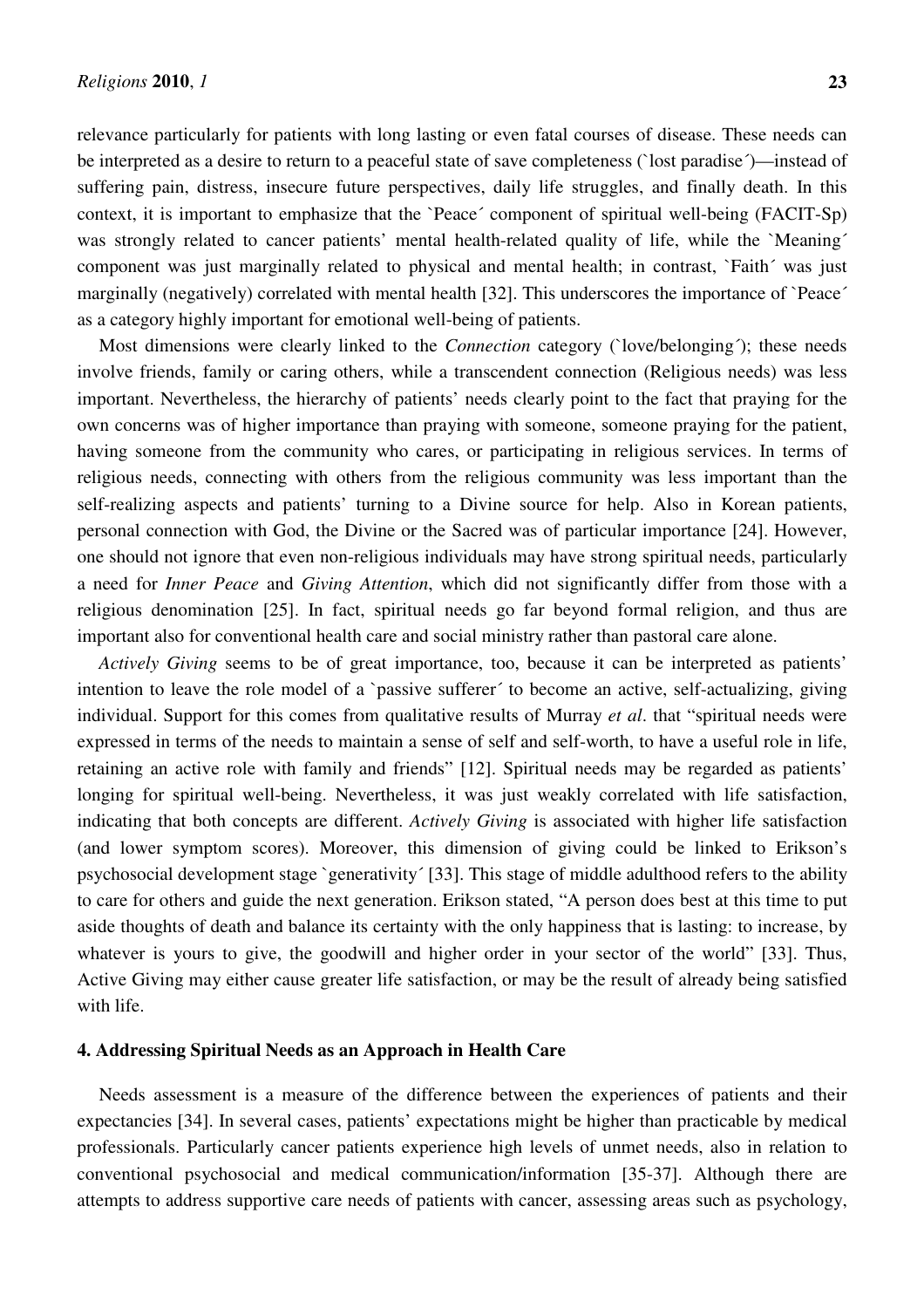relevance particularly for patients with long lasting or even fatal courses of disease. These needs can be interpreted as a desire to return to a peaceful state of save completeness (`lost paradise´)—instead of suffering pain, distress, insecure future perspectives, daily life struggles, and finally death. In this context, it is important to emphasize that the `Peace´ component of spiritual well-being (FACIT-Sp) was strongly related to cancer patients' mental health-related quality of life, while the `Meaning´ component was just marginally related to physical and mental health; in contrast, `Faith´ was just marginally (negatively) correlated with mental health [32]. This underscores the importance of `Peace´ as a category highly important for emotional well-being of patients.

Most dimensions were clearly linked to the *Connection* category (`love/belonging´); these needs involve friends, family or caring others, while a transcendent connection (Religious needs) was less important. Nevertheless, the hierarchy of patients' needs clearly point to the fact that praying for the own concerns was of higher importance than praying with someone, someone praying for the patient, having someone from the community who cares, or participating in religious services. In terms of religious needs, connecting with others from the religious community was less important than the self-realizing aspects and patients' turning to a Divine source for help. Also in Korean patients, personal connection with God, the Divine or the Sacred was of particular importance [24]. However, one should not ignore that even non-religious individuals may have strong spiritual needs, particularly a need for *Inner Peace* and *Giving Attention*, which did not significantly differ from those with a religious denomination [25]. In fact, spiritual needs go far beyond formal religion, and thus are important also for conventional health care and social ministry rather than pastoral care alone.

*Actively Giving* seems to be of great importance, too, because it can be interpreted as patients' intention to leave the role model of a `passive sufferer´ to become an active, self-actualizing, giving individual. Support for this comes from qualitative results of Murray *et al*. that "spiritual needs were expressed in terms of the needs to maintain a sense of self and self-worth, to have a useful role in life, retaining an active role with family and friends" [12]. Spiritual needs may be regarded as patients' longing for spiritual well-being. Nevertheless, it was just weakly correlated with life satisfaction, indicating that both concepts are different. *Actively Giving* is associated with higher life satisfaction (and lower symptom scores). Moreover, this dimension of giving could be linked to Erikson's psychosocial development stage `generativity´ [33]. This stage of middle adulthood refers to the ability to care for others and guide the next generation. Erikson stated, "A person does best at this time to put aside thoughts of death and balance its certainty with the only happiness that is lasting: to increase, by whatever is yours to give, the goodwill and higher order in your sector of the world" [33]. Thus, Active Giving may either cause greater life satisfaction, or may be the result of already being satisfied with life.

## 4. Addressing Spiritual Needs as an Approach in Health Care

Needs assessment is a measure of the difference between the experiences of patients and their expectancies [34]. In several cases, patients' expectations might be higher than practicable by medical professionals. Particularly cancer patients experience high levels of unmet needs, also in relation to conventional psychosocial and medical communication/information [35-37]. Although there are attempts to address supportive care needs of patients with cancer, assessing areas such as psychology,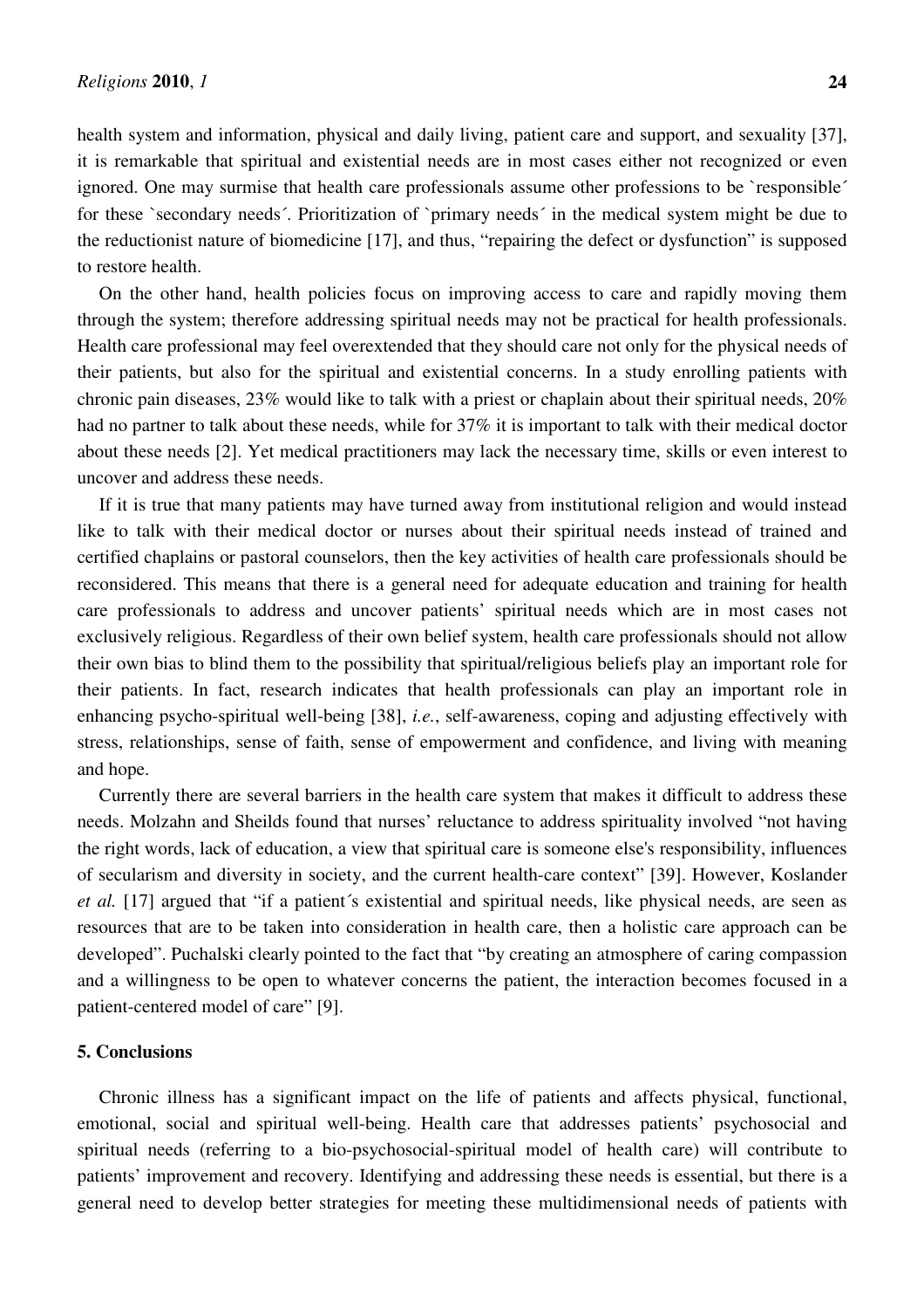health system and information, physical and daily living, patient care and support, and sexuality [37], it is remarkable that spiritual and existential needs are in most cases either not recognized or even ignored. One may surmise that health care professionals assume other professions to be `responsible´ for these `secondary needs´. Prioritization of `primary needs´ in the medical system might be due to the reductionist nature of biomedicine [17], and thus, "repairing the defect or dysfunction" is supposed to restore health.

On the other hand, health policies focus on improving access to care and rapidly moving them through the system; therefore addressing spiritual needs may not be practical for health professionals. Health care professional may feel overextended that they should care not only for the physical needs of their patients, but also for the spiritual and existential concerns. In a study enrolling patients with chronic pain diseases, 23% would like to talk with a priest or chaplain about their spiritual needs, 20% had no partner to talk about these needs, while for 37% it is important to talk with their medical doctor about these needs [2]. Yet medical practitioners may lack the necessary time, skills or even interest to uncover and address these needs.

If it is true that many patients may have turned away from institutional religion and would instead like to talk with their medical doctor or nurses about their spiritual needs instead of trained and certified chaplains or pastoral counselors, then the key activities of health care professionals should be reconsidered. This means that there is a general need for adequate education and training for health care professionals to address and uncover patients' spiritual needs which are in most cases not exclusively religious. Regardless of their own belief system, health care professionals should not allow their own bias to blind them to the possibility that spiritual/religious beliefs play an important role for their patients. In fact, research indicates that health professionals can play an important role in enhancing psycho-spiritual well-being [38], *i.e.*, self-awareness, coping and adjusting effectively with stress, relationships, sense of faith, sense of empowerment and confidence, and living with meaning and hope.

Currently there are several barriers in the health care system that makes it difficult to address these needs. Molzahn and Sheilds found that nurses' reluctance to address spirituality involved "not having the right words, lack of education, a view that spiritual care is someone else's responsibility, influences of secularism and diversity in society, and the current health-care context" [39]. However, Koslander *et al.* [17] argued that "if a patient´s existential and spiritual needs, like physical needs, are seen as resources that are to be taken into consideration in health care, then a holistic care approach can be developed". Puchalski clearly pointed to the fact that "by creating an atmosphere of caring compassion and a willingness to be open to whatever concerns the patient, the interaction becomes focused in a patient-centered model of care" [9].

## 5. Conclusions

Chronic illness has a significant impact on the life of patients and affects physical, functional, emotional, social and spiritual well-being. Health care that addresses patients' psychosocial and spiritual needs (referring to a bio-psychosocial-spiritual model of health care) will contribute to patients' improvement and recovery. Identifying and addressing these needs is essential, but there is a general need to develop better strategies for meeting these multidimensional needs of patients with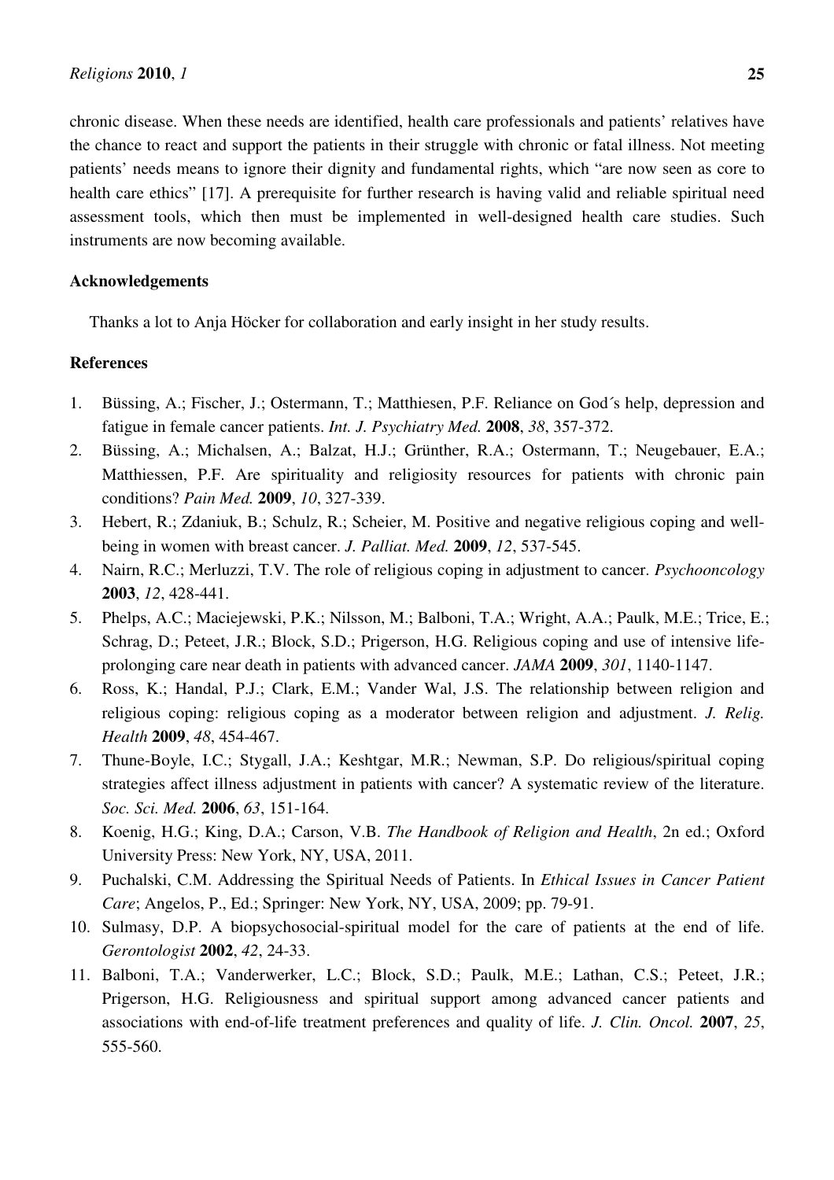chronic disease. When these needs are identified, health care professionals and patients' relatives have the chance to react and support the patients in their struggle with chronic or fatal illness. Not meeting patients' needs means to ignore their dignity and fundamental rights, which "are now seen as core to health care ethics" [17]. A prerequisite for further research is having valid and reliable spiritual need assessment tools, which then must be implemented in well-designed health care studies. Such instruments are now becoming available.

## Acknowledgements

Thanks a lot to Anja Höcker for collaboration and early insight in her study results.

## References

1. Büssing, A.; Fischer, J.; Ostermann, T.; Matthiesen, P.F. Reliance on God´s help, depression and fatigue in female cancer patients. *Int. J. Psychiatry Med.* **2008**, *38*, 357-372.
2. Büssing, A.; Michalsen, A.; Balzat, H.J.; Grünther, R.A.; Ostermann, T.; Neugebauer, E.A.; Matthiessen, P.F. Are spirituality and religiosity resources for patients with chronic pain conditions? *Pain Med.* **2009**, *10*, 327-339.
3. Hebert, R.; Zdaniuk, B.; Schulz, R.; Scheier, M. Positive and negative religious coping and well-being in women with breast cancer. *J. Palliat. Med.* **2009**, *12*, 537-545.
4. Nairn, R.C.; Merluzzi, T.V. The role of religious coping in adjustment to cancer. *Psychooncology* **2003**, *12*, 428-441.
5. Phelps, A.C.; Maciejewski, P.K.; Nilsson, M.; Balboni, T.A.; Wright, A.A.; Paulk, M.E.; Trice, E.; Schrag, D.; Peteet, J.R.; Block, S.D.; Prigerson, H.G. Religious coping and use of intensive life-prolonging care near death in patients with advanced cancer. *JAMA* **2009**, *301*, 1140-1147.
6. Ross, K.; Handal, P.J.; Clark, E.M.; Vander Wal, J.S. The relationship between religion and religious coping: religious coping as a moderator between religion and adjustment. *J. Relig. Health* **2009**, *48*, 454-467.
7. Thune-Boyle, I.C.; Stygall, J.A.; Keshtgar, M.R.; Newman, S.P. Do religious/spiritual coping strategies affect illness adjustment in patients with cancer? A systematic review of the literature. *Soc. Sci. Med.* **2006**, *63*, 151-164.
8. Koenig, H.G.; King, D.A.; Carson, V.B. *The Handbook of Religion and Health*, 2n ed.; Oxford University Press: New York, NY, USA, 2011.
9. Puchalski, C.M. Addressing the Spiritual Needs of Patients. In *Ethical Issues in Cancer Patient Care*; Angelos, P., Ed.; Springer: New York, NY, USA, 2009; pp. 79-91.
10. Sulmasy, D.P. A biopsychosocial-spiritual model for the care of patients at the end of life. *Gerontologist* **2002**, *42*, 24-33.
11. Balboni, T.A.; Vanderwerker, L.C.; Block, S.D.; Paulk, M.E.; Lathan, C.S.; Peteet, J.R.; Prigerson, H.G. Religiousness and spiritual support among advanced cancer patients and associations with end-of-life treatment preferences and quality of life. *J. Clin. Oncol.* **2007**, *25*, 555-560.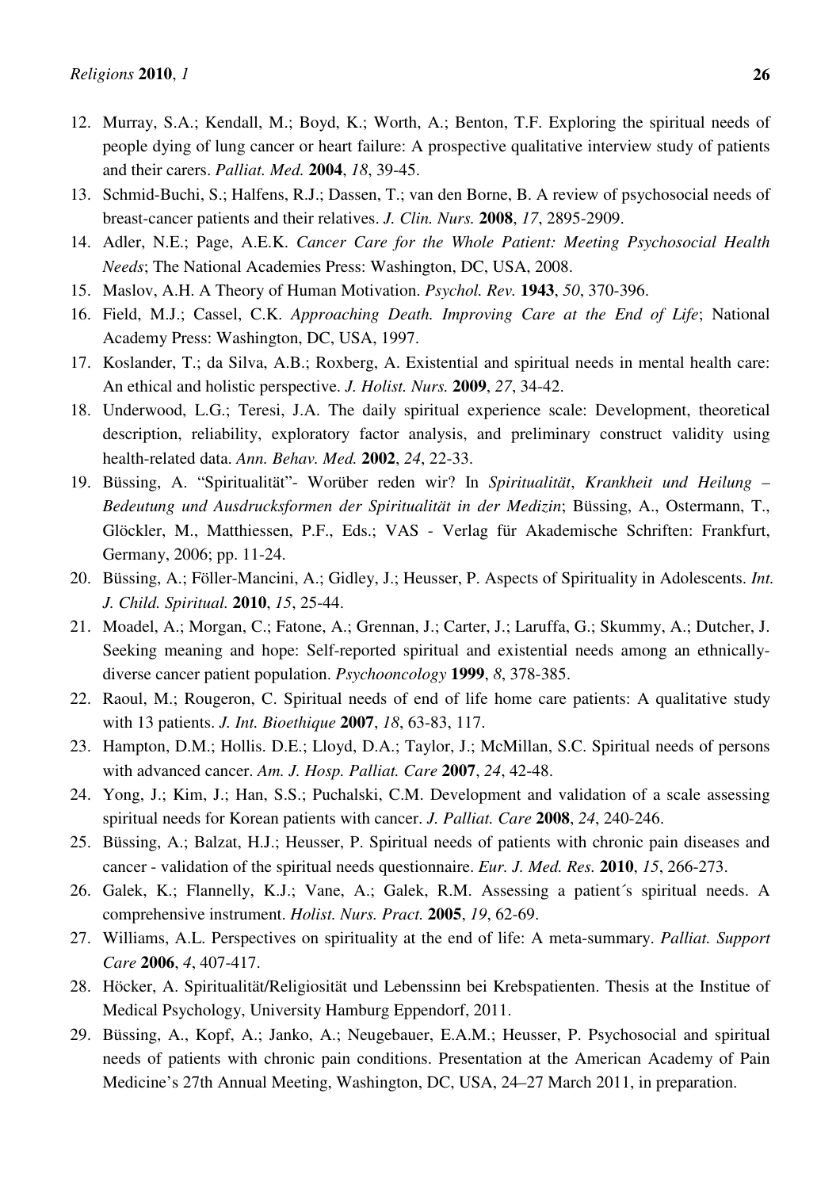12. Murray, S.A.; Kendall, M.; Boyd, K.; Worth, A.; Benton, T.F. Exploring the spiritual needs of people dying of lung cancer or heart failure: A prospective qualitative interview study of patients and their carers. *Palliat. Med.* **2004**, *18*, 39-45.
13. Schmid-Buchi, S.; Halfens, R.J.; Dassen, T.; van den Borne, B. A review of psychosocial needs of breast-cancer patients and their relatives. *J. Clin. Nurs.* **2008**, *17*, 2895-2909.
14. Adler, N.E.; Page, A.E.K. *Cancer Care for the Whole Patient: Meeting Psychosocial Health Needs*; The National Academies Press: Washington, DC, USA, 2008.
15. Maslov, A.H. A Theory of Human Motivation. *Psychol. Rev.* **1943**, *50*, 370-396.
16. Field, M.J.; Cassel, C.K. *Approaching Death. Improving Care at the End of Life*; National Academy Press: Washington, DC, USA, 1997.
17. Koslander, T.; da Silva, A.B.; Roxberg, A. Existential and spiritual needs in mental health care: An ethical and holistic perspective. *J. Holist. Nurs.* **2009**, *27*, 34-42.
18. Underwood, L.G.; Teresi, J.A. The daily spiritual experience scale: Development, theoretical description, reliability, exploratory factor analysis, and preliminary construct validity using health-related data. *Ann. Behav. Med.* **2002**, *24*, 22-33.
19. Büssing, A. "Spiritualität"- Worüber reden wir? In *Spiritualität, Krankheit und Heilung – Bedeutung und Ausdrucksformen der Spiritualität in der Medizin*; Büssing, A., Ostermann, T., Glöckler, M., Matthiessen, P.F., Eds.; VAS - Verlag für Akademische Schriften: Frankfurt, Germany, 2006; pp. 11-24.
20. Büssing, A.; Föller-Mancini, A.; Gidley, J.; Heusser, P. Aspects of Spirituality in Adolescents. *Int. J. Child. Spiritual.* **2010**, *15*, 25-44.
21. Moadel, A.; Morgan, C.; Fatone, A.; Grennan, J.; Carter, J.; Laruffa, G.; Skummy, A.; Dutcher, J. Seeking meaning and hope: Self-reported spiritual and existential needs among an ethnically-diverse cancer patient population. *Psychooncology* **1999**, *8*, 378-385.
22. Raoul, M.; Rougeron, C. Spiritual needs of end of life home care patients: A qualitative study with 13 patients. *J. Int. Bioethique* **2007**, *18*, 63-83, 117.
23. Hampton, D.M.; Hollis. D.E.; Lloyd, D.A.; Taylor, J.; McMillan, S.C. Spiritual needs of persons with advanced cancer. *Am. J. Hosp. Palliat. Care* **2007**, *24*, 42-48.
24. Yong, J.; Kim, J.; Han, S.S.; Puchalski, C.M. Development and validation of a scale assessing spiritual needs for Korean patients with cancer. *J. Palliat. Care* **2008**, *24*, 240-246.
25. Büssing, A.; Balzat, H.J.; Heusser, P. Spiritual needs of patients with chronic pain diseases and cancer - validation of the spiritual needs questionnaire. *Eur. J. Med. Res.* **2010**, *15*, 266-273.
26. Galek, K.; Flannelly, K.J.; Vane, A.; Galek, R.M. Assessing a patient´s spiritual needs. A comprehensive instrument. *Holist. Nurs. Pract.* **2005**, *19*, 62-69.
27. Williams, A.L. Perspectives on spirituality at the end of life: A meta-summary. *Palliat. Support Care* **2006**, *4*, 407-417.
28. Höcker, A. Spiritualität/Religiosität und Lebenssinn bei Krebspatienten. Thesis at the Institue of Medical Psychology, University Hamburg Eppendorf, 2011.
29. Büssing, A., Kopf, A.; Janko, A.; Neugebauer, E.A.M.; Heusser, P. Psychosocial and spiritual needs of patients with chronic pain conditions. Presentation at the American Academy of Pain Medicine's 27th Annual Meeting, Washington, DC, USA, 24–27 March 2011, in preparation.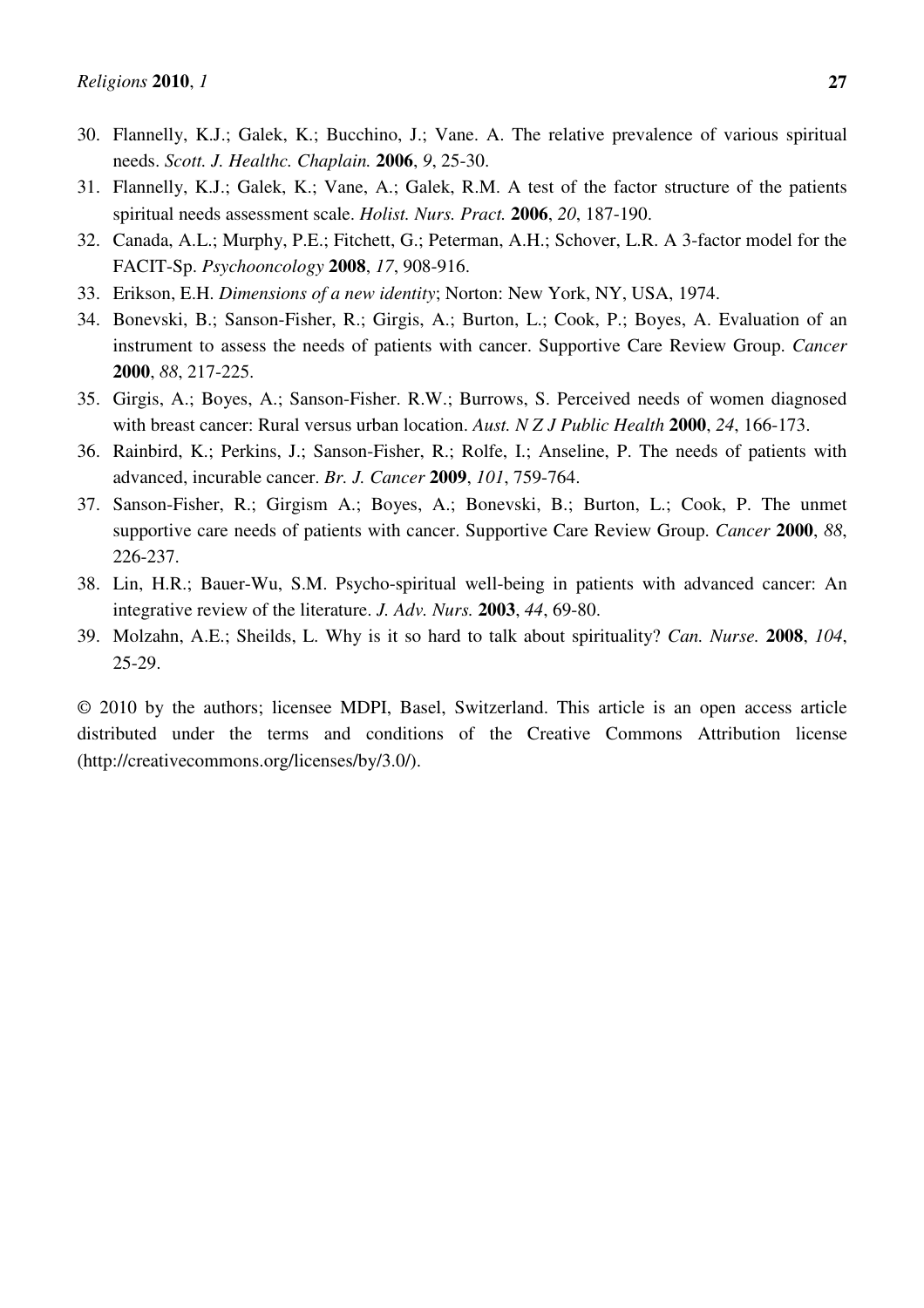30. Flannelly, K.J.; Galek, K.; Bucchino, J.; Vane. A. The relative prevalence of various spiritual needs. *Scott. J. Healthc. Chaplain.* **2006**, *9*, 25-30.
31. Flannelly, K.J.; Galek, K.; Vane, A.; Galek, R.M. A test of the factor structure of the patients spiritual needs assessment scale. *Holist. Nurs. Pract.* **2006**, *20*, 187-190.
32. Canada, A.L.; Murphy, P.E.; Fitchett, G.; Peterman, A.H.; Schover, L.R. A 3-factor model for the FACIT-Sp. *Psychooncology* **2008**, *17*, 908-916.
33. Erikson, E.H. *Dimensions of a new identity*; Norton: New York, NY, USA, 1974.
34. Bonevski, B.; Sanson-Fisher, R.; Girgis, A.; Burton, L.; Cook, P.; Boyes, A. Evaluation of an instrument to assess the needs of patients with cancer. Supportive Care Review Group. *Cancer* **2000**, *88*, 217-225.
35. Girgis, A.; Boyes, A.; Sanson-Fisher. R.W.; Burrows, S. Perceived needs of women diagnosed with breast cancer: Rural versus urban location. *Aust. N Z J Public Health* **2000**, *24*, 166-173.
36. Rainbird, K.; Perkins, J.; Sanson-Fisher, R.; Rolfe, I.; Anseline, P. The needs of patients with advanced, incurable cancer. *Br. J. Cancer* **2009**, *101*, 759-764.
37. Sanson-Fisher, R.; Girgism A.; Boyes, A.; Bonevski, B.; Burton, L.; Cook, P. The unmet supportive care needs of patients with cancer. Supportive Care Review Group. *Cancer* **2000**, *88*, 226-237.
38. Lin, H.R.; Bauer-Wu, S.M. Psycho-spiritual well-being in patients with advanced cancer: An integrative review of the literature. *J. Adv. Nurs.* **2003**, *44*, 69-80.
39. Molzahn, A.E.; Sheilds, L. Why is it so hard to talk about spirituality? *Can. Nurse.* **2008**, *104*, 25-29.

© 2010 by the authors; licensee MDPI, Basel, Switzerland. This article is an open access article distributed under the terms and conditions of the Creative Commons Attribution license (http://creativecommons.org/licenses/by/3.0/).